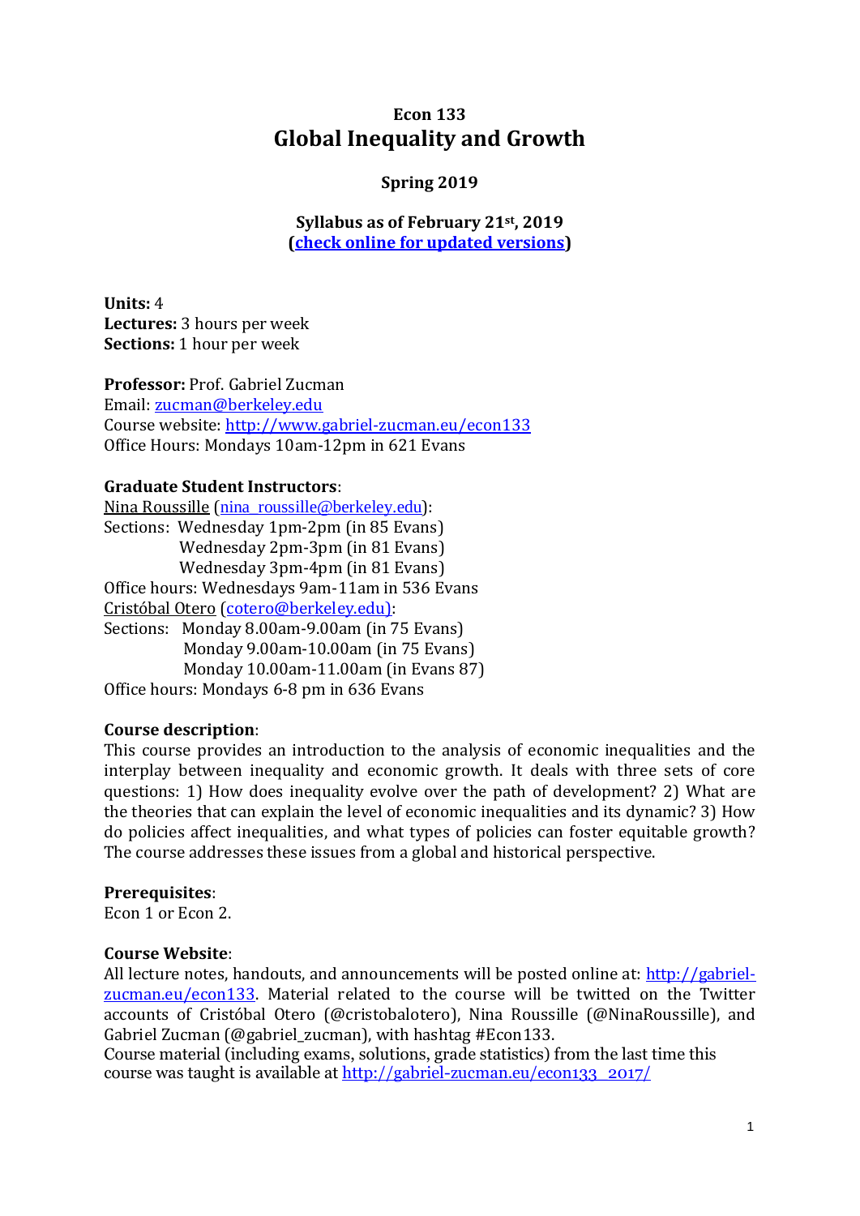# Econ 133
# Global Inequality and Growth

**Spring 2019**

**Syllabus as of February 21st, 2019**
**(check online for updated versions)**

**Units:** 4
**Lectures:** 3 hours per week
**Sections:** 1 hour per week

**Professor:** Prof. Gabriel Zucman
Email: zucman@berkeley.edu
Course website: http://www.gabriel-zucman.eu/econ133
Office Hours: Mondays 10am-12pm in 621 Evans

**Graduate Student Instructors**:
Nina Roussille (nina_roussille@berkeley.edu):
Sections: Wednesday 1pm-2pm (in 85 Evans)
Wednesday 2pm-3pm (in 81 Evans)
Wednesday 3pm-4pm (in 81 Evans)
Office hours: Wednesdays 9am-11am in 536 Evans
Cristóbal Otero (cotero@berkeley.edu):
Sections: Monday 8.00am-9.00am (in 75 Evans)
Monday 9.00am-10.00am (in 75 Evans)
Monday 10.00am-11.00am (in Evans 87)
Office hours: Mondays 6-8 pm in 636 Evans

**Course description**:
This course provides an introduction to the analysis of economic inequalities and the interplay between inequality and economic growth. It deals with three sets of core questions: 1) How does inequality evolve over the path of development? 2) What are the theories that can explain the level of economic inequalities and its dynamic? 3) How do policies affect inequalities, and what types of policies can foster equitable growth? The course addresses these issues from a global and historical perspective.

**Prerequisites**:
Econ 1 or Econ 2.

**Course Website**:
All lecture notes, handouts, and announcements will be posted online at: http://gabriel-zucman.eu/econ133. Material related to the course will be twitted on the Twitter accounts of Cristóbal Otero (@cristobalotero), Nina Roussille (@NinaRoussille), and Gabriel Zucman (@gabriel_zucman), with hashtag #Econ133.
Course material (including exams, solutions, grade statistics) from the last time this course was taught is available at http://gabriel-zucman.eu/econ133_2017/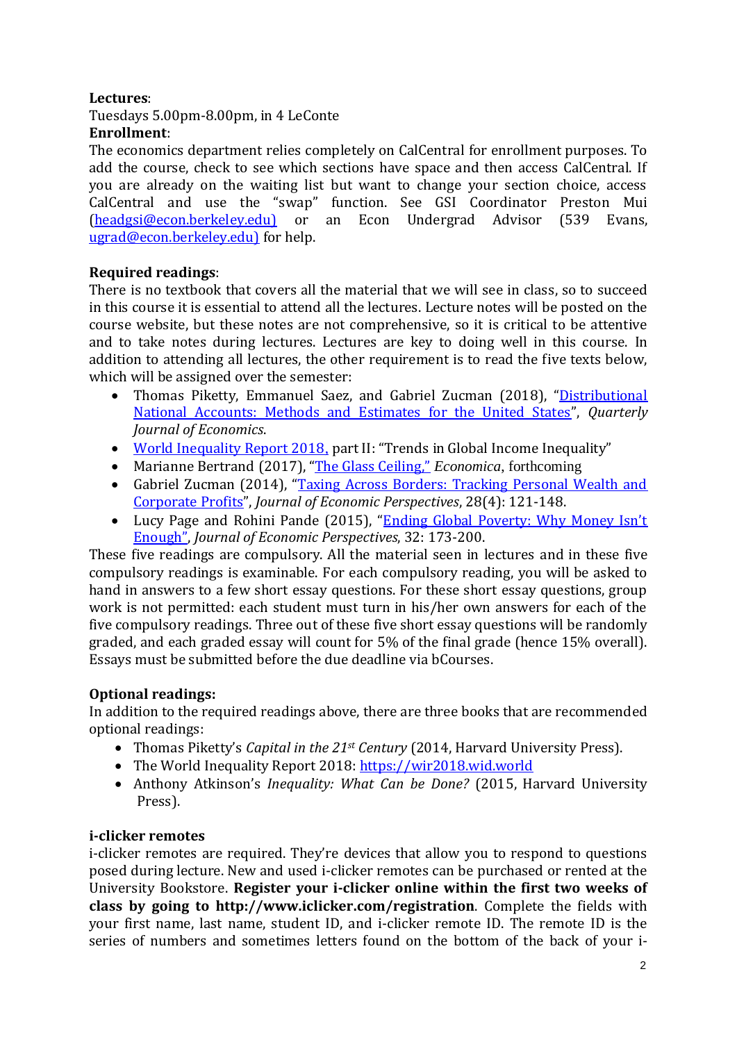**Lectures**:
Tuesdays 5.00pm-8.00pm, in 4 LeConte
**Enrollment**:
The economics department relies completely on CalCentral for enrollment purposes. To add the course, check to see which sections have space and then access CalCentral. If you are already on the waiting list but want to change your section choice, access CalCentral and use the "swap" function. See GSI Coordinator Preston Mui (headgsi@econ.berkeley.edu) or an Econ Undergrad Advisor (539 Evans, ugrad@econ.berkeley.edu) for help.

**Required readings**:
There is no textbook that covers all the material that we will see in class, so to succeed in this course it is essential to attend all the lectures. Lecture notes will be posted on the course website, but these notes are not comprehensive, so it is critical to be attentive and to take notes during lectures. Lectures are key to doing well in this course. In addition to attending all lectures, the other requirement is to read the five texts below, which will be assigned over the semester:

- Thomas Piketty, Emmanuel Saez, and Gabriel Zucman (2018), "Distributional National Accounts: Methods and Estimates for the United States", *Quarterly Journal of Economics*.
- World Inequality Report 2018, part II: "Trends in Global Income Inequality"
- Marianne Bertrand (2017), "The Glass Ceiling," *Economica*, forthcoming
- Gabriel Zucman (2014), "Taxing Across Borders: Tracking Personal Wealth and Corporate Profits", *Journal of Economic Perspectives*, 28(4): 121-148.
- Lucy Page and Rohini Pande (2015), "Ending Global Poverty: Why Money Isn't Enough", *Journal of Economic Perspectives*, 32: 173-200.

These five readings are compulsory. All the material seen in lectures and in these five compulsory readings is examinable. For each compulsory reading, you will be asked to hand in answers to a few short essay questions. For these short essay questions, group work is not permitted: each student must turn in his/her own answers for each of the five compulsory readings. Three out of these five short essay questions will be randomly graded, and each graded essay will count for 5% of the final grade (hence 15% overall). Essays must be submitted before the due deadline via bCourses.

**Optional readings:**
In addition to the required readings above, there are three books that are recommended optional readings:

- Thomas Piketty's *Capital in the 21st Century* (2014, Harvard University Press).
- The World Inequality Report 2018: https://wir2018.wid.world
- Anthony Atkinson's *Inequality: What Can be Done?* (2015, Harvard University Press).

**i-clicker remotes**
i-clicker remotes are required. They're devices that allow you to respond to questions posed during lecture. New and used i-clicker remotes can be purchased or rented at the University Bookstore. **Register your i-clicker online within the first two weeks of class by going to http://www.iclicker.com/registration**. Complete the fields with your first name, last name, student ID, and i-clicker remote ID. The remote ID is the series of numbers and sometimes letters found on the bottom of the back of your i-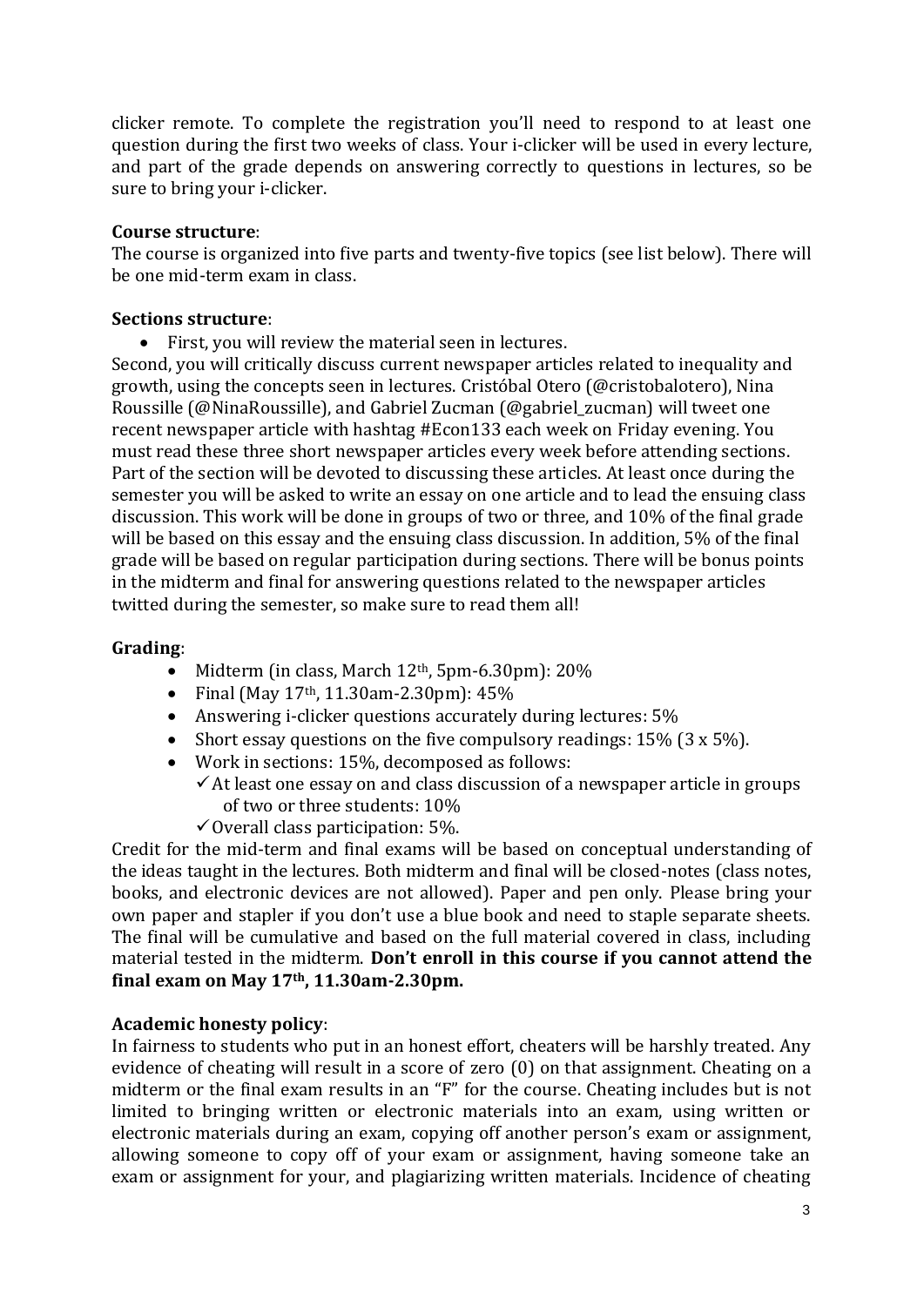clicker remote. To complete the registration you'll need to respond to at least one question during the first two weeks of class. Your i-clicker will be used in every lecture, and part of the grade depends on answering correctly to questions in lectures, so be sure to bring your i-clicker.

**Course structure**:

The course is organized into five parts and twenty-five topics (see list below). There will be one mid-term exam in class.

**Sections structure**:

- First, you will review the material seen in lectures.

Second, you will critically discuss current newspaper articles related to inequality and growth, using the concepts seen in lectures. Cristóbal Otero (@cristobalotero), Nina Roussille (@NinaRoussille), and Gabriel Zucman (@gabriel_zucman) will tweet one recent newspaper article with hashtag #Econ133 each week on Friday evening. You must read these three short newspaper articles every week before attending sections. Part of the section will be devoted to discussing these articles. At least once during the semester you will be asked to write an essay on one article and to lead the ensuing class discussion. This work will be done in groups of two or three, and 10% of the final grade will be based on this essay and the ensuing class discussion. In addition, 5% of the final grade will be based on regular participation during sections. There will be bonus points in the midterm and final for answering questions related to the newspaper articles twitted during the semester, so make sure to read them all!

**Grading**:

- Midterm (in class, March 12th, 5pm-6.30pm): 20%
- Final (May 17th, 11.30am-2.30pm): 45%
- Answering i-clicker questions accurately during lectures: 5%
- Short essay questions on the five compulsory readings: 15% (3 x 5%).
- Work in sections: 15%, decomposed as follows:
  - ✓ At least one essay on and class discussion of a newspaper article in groups of two or three students: 10%
  - ✓ Overall class participation: 5%.

Credit for the mid-term and final exams will be based on conceptual understanding of the ideas taught in the lectures. Both midterm and final will be closed-notes (class notes, books, and electronic devices are not allowed). Paper and pen only. Please bring your own paper and stapler if you don't use a blue book and need to staple separate sheets. The final will be cumulative and based on the full material covered in class, including material tested in the midterm. **Don't enroll in this course if you cannot attend the final exam on May 17th, 11.30am-2.30pm.**

**Academic honesty policy**:

In fairness to students who put in an honest effort, cheaters will be harshly treated. Any evidence of cheating will result in a score of zero (0) on that assignment. Cheating on a midterm or the final exam results in an "F" for the course. Cheating includes but is not limited to bringing written or electronic materials into an exam, using written or electronic materials during an exam, copying off another person's exam or assignment, allowing someone to copy off of your exam or assignment, having someone take an exam or assignment for your, and plagiarizing written materials. Incidence of cheating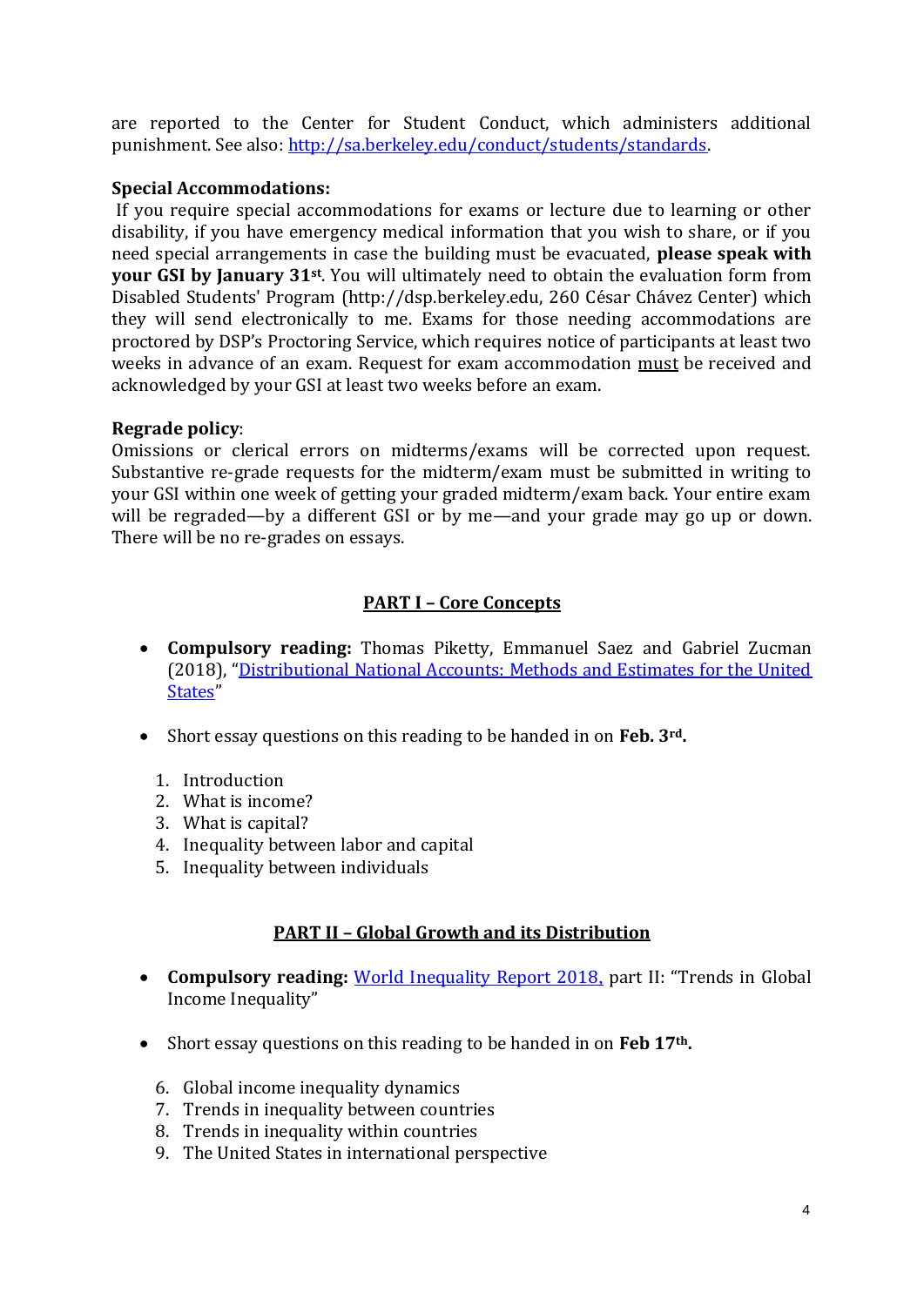are reported to the Center for Student Conduct, which administers additional punishment. See also: http://sa.berkeley.edu/conduct/students/standards.

**Special Accommodations:**

If you require special accommodations for exams or lecture due to learning or other disability, if you have emergency medical information that you wish to share, or if you need special arrangements in case the building must be evacuated, **please speak with your GSI by January 31st**. You will ultimately need to obtain the evaluation form from Disabled Students' Program (http://dsp.berkeley.edu, 260 César Chávez Center) which they will send electronically to me. Exams for those needing accommodations are proctored by DSP's Proctoring Service, which requires notice of participants at least two weeks in advance of an exam. Request for exam accommodation <u>must</u> be received and acknowledged by your GSI at least two weeks before an exam.

**Regrade policy**:

Omissions or clerical errors on midterms/exams will be corrected upon request. Substantive re-grade requests for the midterm/exam must be submitted in writing to your GSI within one week of getting your graded midterm/exam back. Your entire exam will be regraded—by a different GSI or by me—and your grade may go up or down. There will be no re-grades on essays.

## PART I – Core Concepts

- **Compulsory reading:** Thomas Piketty, Emmanuel Saez and Gabriel Zucman (2018), "Distributional National Accounts: Methods and Estimates for the United States"
- Short essay questions on this reading to be handed in on **Feb. 3rd.**

1. Introduction
2. What is income?
3. What is capital?
4. Inequality between labor and capital
5. Inequality between individuals

## PART II – Global Growth and its Distribution

- **Compulsory reading:** World Inequality Report 2018, part II: "Trends in Global Income Inequality"
- Short essay questions on this reading to be handed in on **Feb 17th.**

6. Global income inequality dynamics
7. Trends in inequality between countries
8. Trends in inequality within countries
9. The United States in international perspective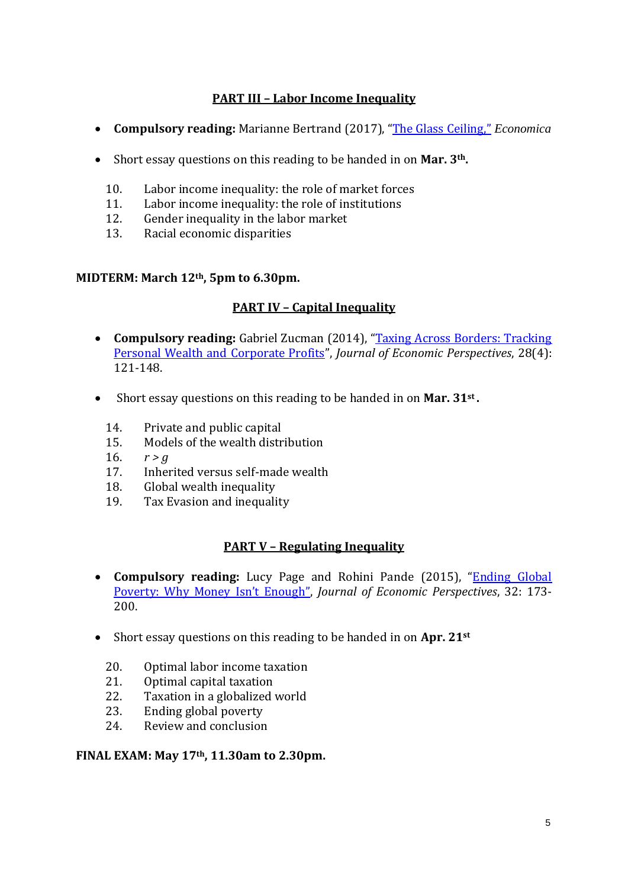## PART III – Labor Income Inequality

- **Compulsory reading:** Marianne Bertrand (2017), "The Glass Ceiling," *Economica*
- Short essay questions on this reading to be handed in on **Mar. 3th.**

10. Labor income inequality: the role of market forces
11. Labor income inequality: the role of institutions
12. Gender inequality in the labor market
13. Racial economic disparities

**MIDTERM: March 12th, 5pm to 6.30pm.**

## PART IV – Capital Inequality

- **Compulsory reading:** Gabriel Zucman (2014), "Taxing Across Borders: Tracking Personal Wealth and Corporate Profits", *Journal of Economic Perspectives*, 28(4): 121-148.
- Short essay questions on this reading to be handed in on **Mar. 31st.**

14. Private and public capital
15. Models of the wealth distribution
16. $r > g$
17. Inherited versus self-made wealth
18. Global wealth inequality
19. Tax Evasion and inequality

## PART V – Regulating Inequality

- **Compulsory reading:** Lucy Page and Rohini Pande (2015), "Ending Global Poverty: Why Money Isn't Enough", *Journal of Economic Perspectives*, 32: 173-200.
- Short essay questions on this reading to be handed in on **Apr. 21st**

20. Optimal labor income taxation
21. Optimal capital taxation
22. Taxation in a globalized world
23. Ending global poverty
24. Review and conclusion

**FINAL EXAM: May 17th, 11.30am to 2.30pm.**